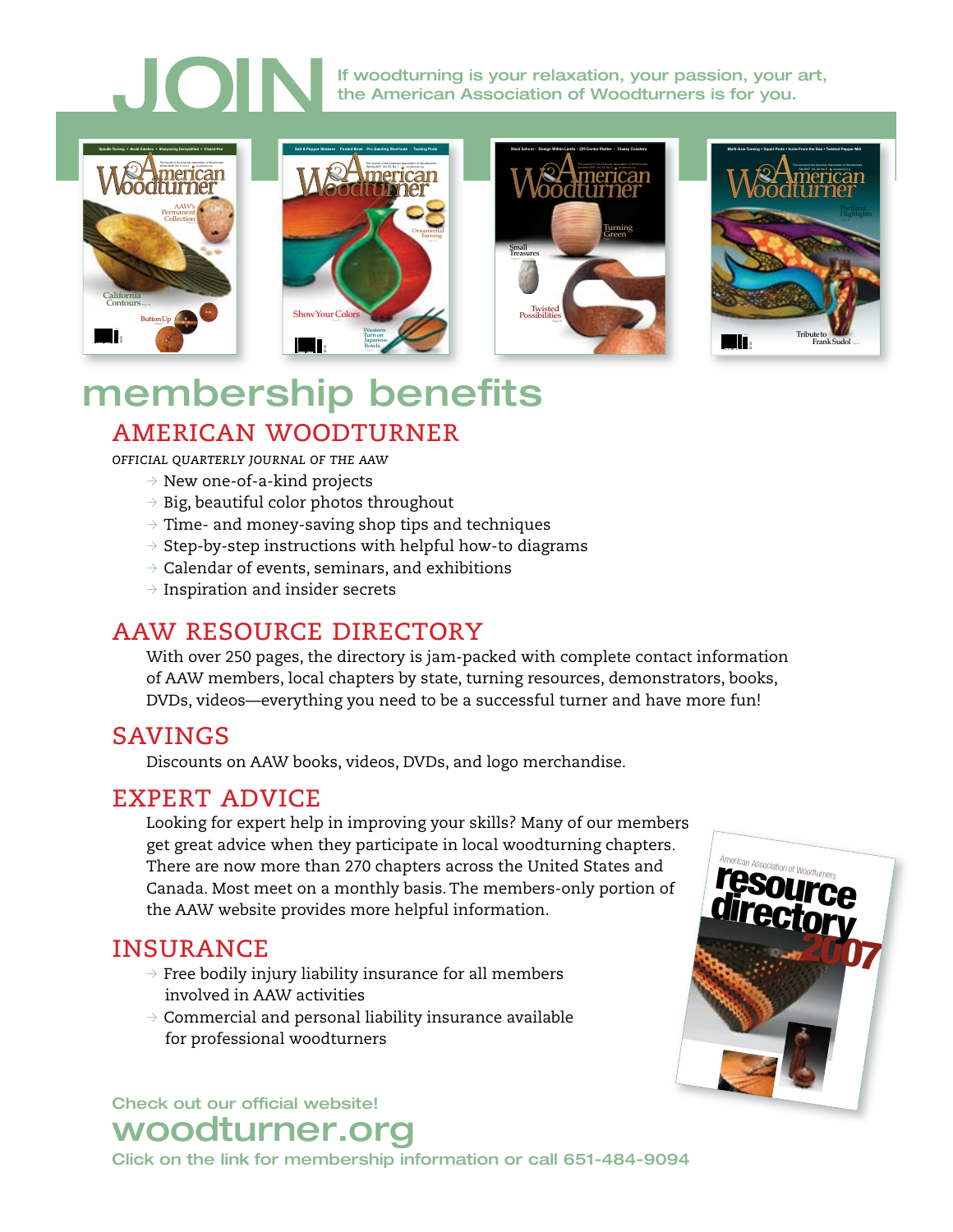# JOIN

If woodturning is your relaxation, your passion, your art, the American Association of Woodturners is for you.

## membership benefits

### AMERICAN WOODTURNER

*OFFICIAL QUARTERLY JOURNAL OF THE AAW*

- New one-of-a-kind projects
- Big, beautiful color photos throughout
- Time- and money-saving shop tips and techniques
- Step-by-step instructions with helpful how-to diagrams
- Calendar of events, seminars, and exhibitions
- Inspiration and insider secrets

### AAW RESOURCE DIRECTORY

With over 250 pages, the directory is jam-packed with complete contact information of AAW members, local chapters by state, turning resources, demonstrators, books, DVDs, videos—everything you need to be a successful turner and have more fun!

### SAVINGS

Discounts on AAW books, videos, DVDs, and logo merchandise.

### EXPERT ADVICE

Looking for expert help in improving your skills? Many of our members get great advice when they participate in local woodturning chapters. There are now more than 270 chapters across the United States and Canada. Most meet on a monthly basis. The members-only portion of the AAW website provides more helpful information.

### INSURANCE

- Free bodily injury liability insurance for all members involved in AAW activities
- Commercial and personal liability insurance available for professional woodturners

Check out our official website!

## woodturner.org

Click on the link for membership information or call 651-484-9094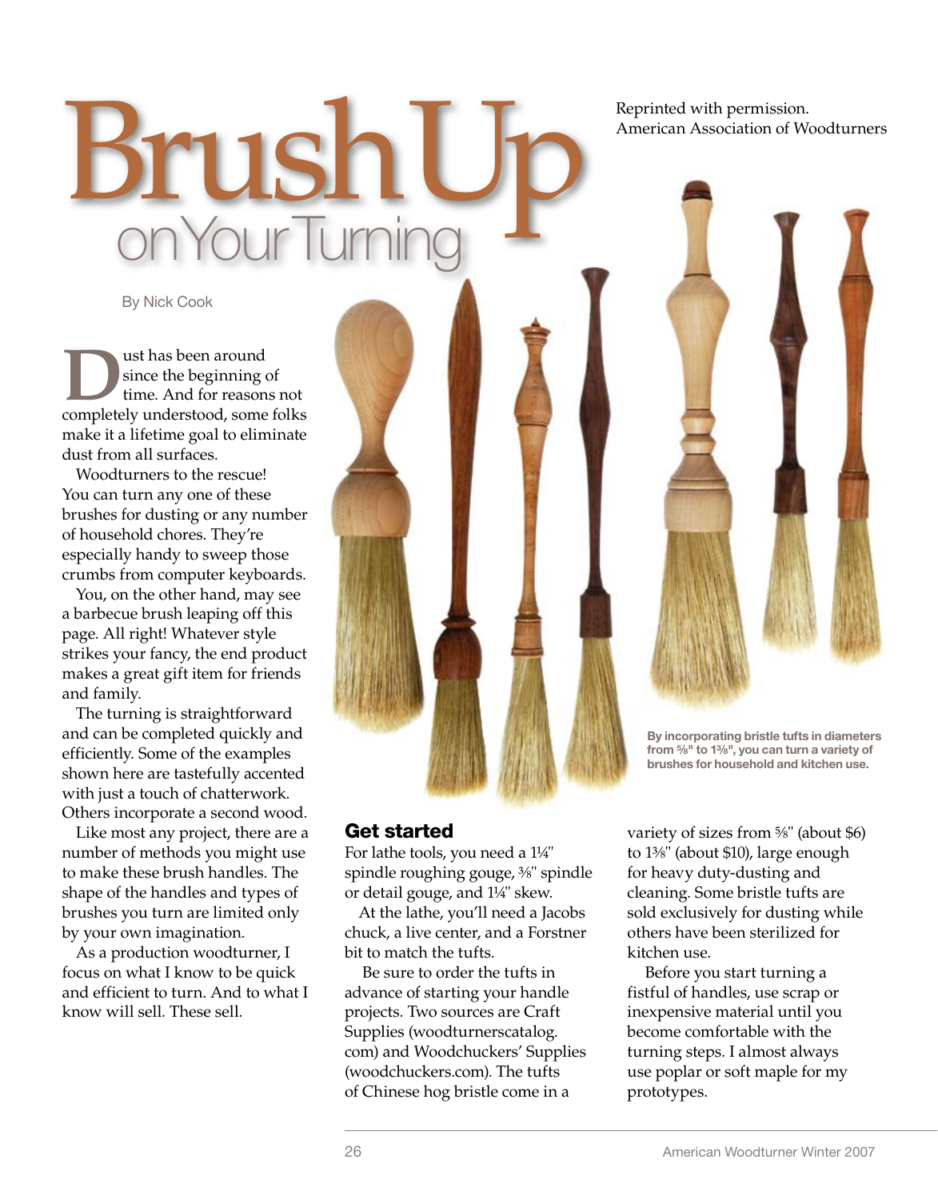Reprinted with permission.
American Association of Woodturners

# Brush Up on Your Turning

By Nick Cook

Dust has been around since the beginning of time. And for reasons not completely understood, some folks make it a lifetime goal to eliminate dust from all surfaces.

Woodturners to the rescue! You can turn any one of these brushes for dusting or any number of household chores. They're especially handy to sweep those crumbs from computer keyboards.

You, on the other hand, may see a barbecue brush leaping off this page. All right! Whatever style strikes your fancy, the end product makes a great gift item for friends and family.

The turning is straightforward and can be completed quickly and efficiently. Some of the examples shown here are tastefully accented with just a touch of chatterwork. Others incorporate a second wood.

Like most any project, there are a number of methods you might use to make these brush handles. The shape of the handles and types of brushes you turn are limited only by your own imagination.

As a production woodturner, I focus on what I know to be quick and efficient to turn. And to what I know will sell. These sell.

**By incorporating bristle tufts in diameters from ⅝" to 1⅜", you can turn a variety of brushes for household and kitchen use.**

## Get started

For lathe tools, you need a 1¼" spindle roughing gouge, ⅜" spindle or detail gouge, and 1¼" skew.

At the lathe, you'll need a Jacobs chuck, a live center, and a Forstner bit to match the tufts.

Be sure to order the tufts in advance of starting your handle projects. Two sources are Craft Supplies (woodturnerscatalog.com) and Woodchuckers' Supplies (woodchuckers.com). The tufts of Chinese hog bristle come in a variety of sizes from ⅝" (about $6) to 1⅜" (about $10), large enough for heavy duty-dusting and cleaning. Some bristle tufts are sold exclusively for dusting while others have been sterilized for kitchen use.

Before you start turning a fistful of handles, use scrap or inexpensive material until you become comfortable with the turning steps. I almost always use poplar or soft maple for my prototypes.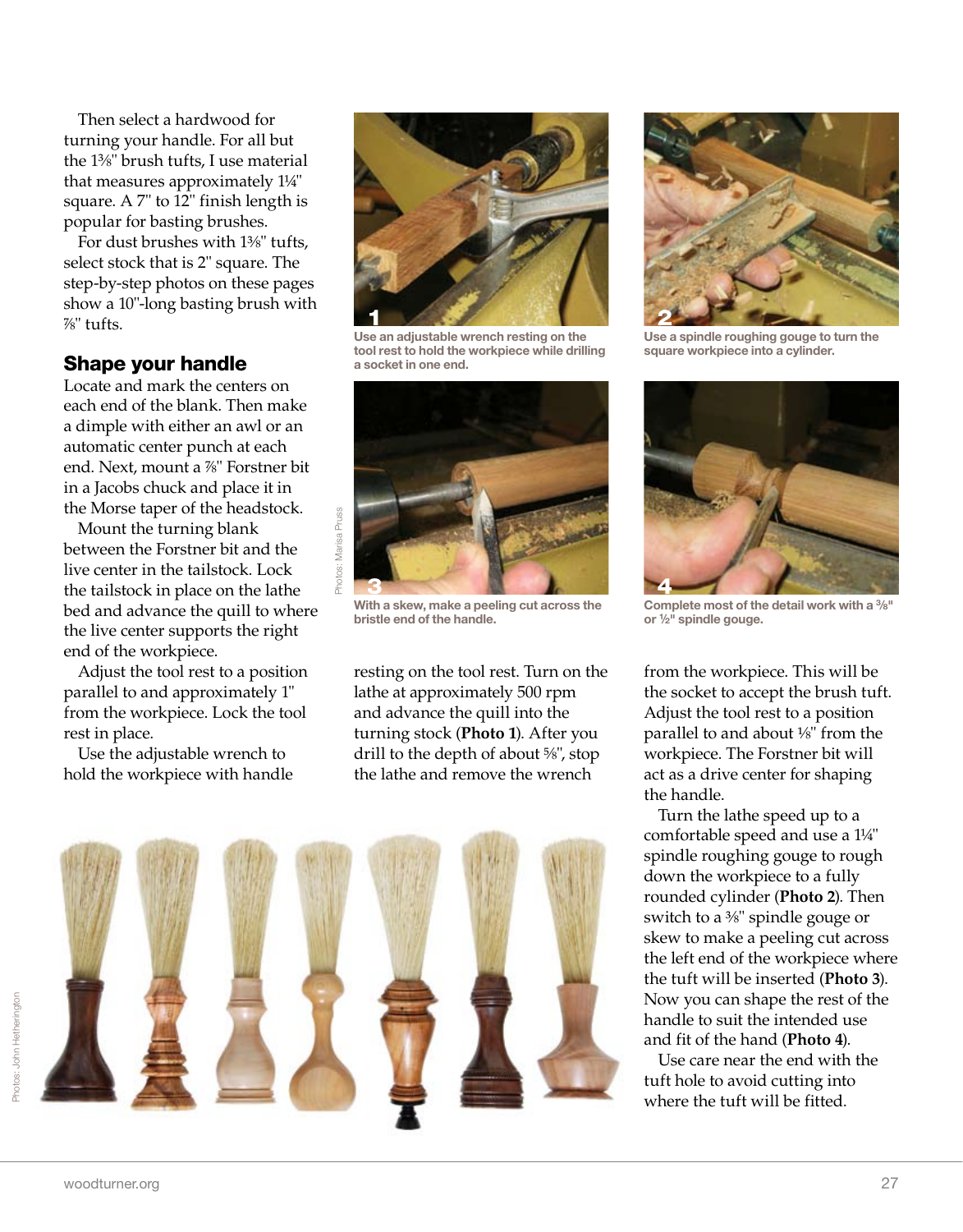Then select a hardwood for turning your handle. For all but the 1⅜" brush tufts, I use material that measures approximately 1¼" square. A 7" to 12" finish length is popular for basting brushes.

For dust brushes with 1⅜" tufts, select stock that is 2" square. The step-by-step photos on these pages show a 10"-long basting brush with ⅞" tufts.

## Shape your handle

Locate and mark the centers on each end of the blank. Then make a dimple with either an awl or an automatic center punch at each end. Next, mount a ⅞" Forstner bit in a Jacobs chuck and place it in the Morse taper of the headstock.

Mount the turning blank between the Forstner bit and the live center in the tailstock. Lock the tailstock in place on the lathe bed and advance the quill to where the live center supports the right end of the workpiece.

Adjust the tool rest to a position parallel to and approximately 1" from the workpiece. Lock the tool rest in place.

Use the adjustable wrench to hold the workpiece with handle resting on the tool rest. Turn on the lathe at approximately 500 rpm and advance the quill into the turning stock (**Photo 1**). After you drill to the depth of about ⅝", stop the lathe and remove the wrench from the workpiece. This will be the socket to accept the brush tuft. Adjust the tool rest to a position parallel to and about ⅛" from the workpiece. The Forstner bit will act as a drive center for shaping the handle.

Turn the lathe speed up to a comfortable speed and use a 1¼" spindle roughing gouge to rough down the workpiece to a fully rounded cylinder (**Photo 2**). Then switch to a ⅜" spindle gouge or skew to make a peeling cut across the left end of the workpiece where the tuft will be inserted (**Photo 3**). Now you can shape the rest of the handle to suit the intended use and fit of the hand (**Photo 4**).

Use care near the end with the tuft hole to avoid cutting into where the tuft will be fitted.

**1** Use an adjustable wrench resting on the tool rest to hold the workpiece while drilling a socket in one end.

**2** Use a spindle roughing gouge to turn the square workpiece into a cylinder.

**3** With a skew, make a peeling cut across the bristle end of the handle.

**4** Complete most of the detail work with a ⅜" or ½" spindle gouge.

Photos: Marisa Pruss

Photos: John Hetherington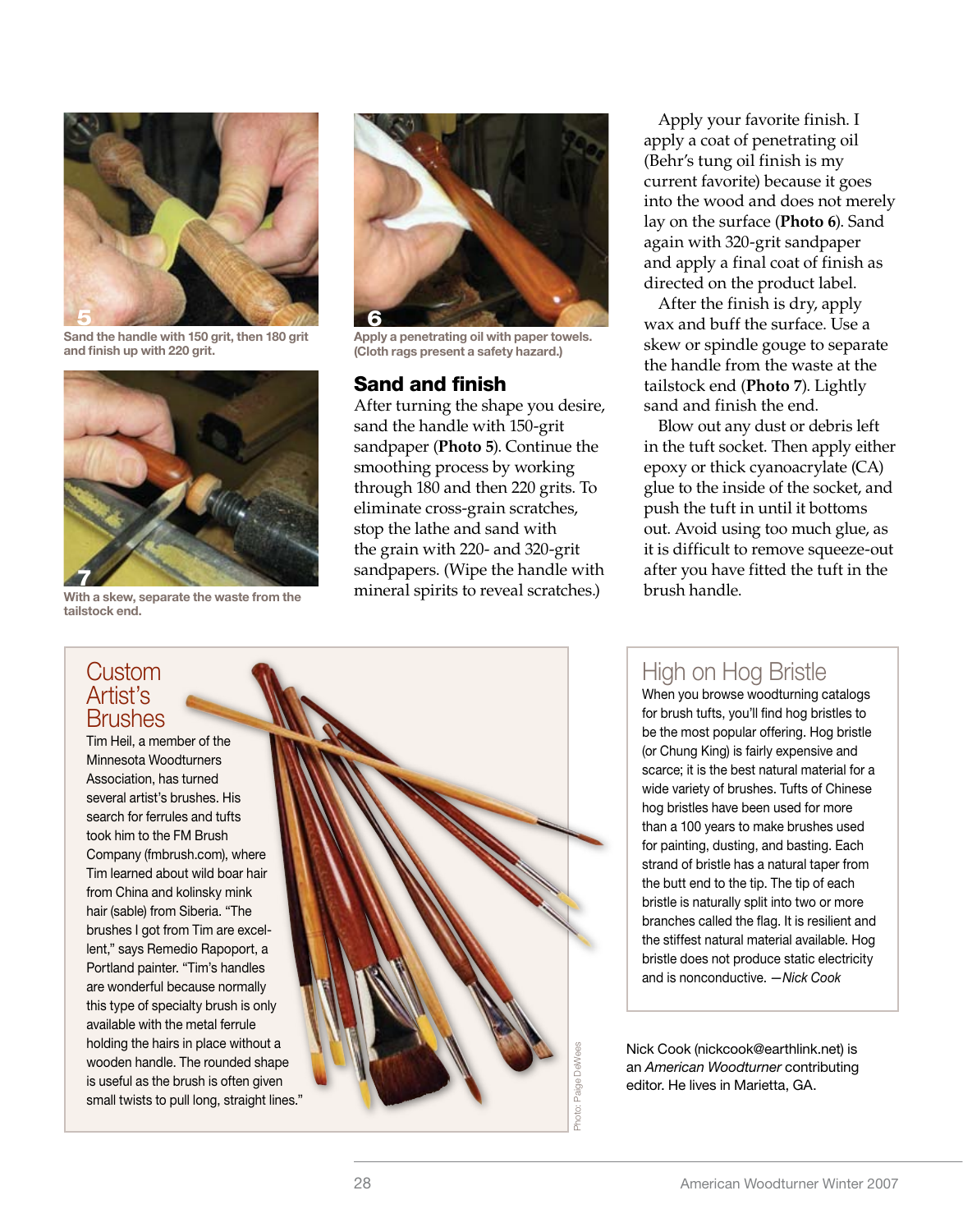Sand the handle with 150 grit, then 180 grit and finish up with 220 grit.

With a skew, separate the waste from the tailstock end.

Apply a penetrating oil with paper towels. (Cloth rags present a safety hazard.)

## Sand and finish

After turning the shape you desire, sand the handle with 150-grit sandpaper (**Photo 5**). Continue the smoothing process by working through 180 and then 220 grits. To eliminate cross-grain scratches, stop the lathe and sand with the grain with 220- and 320-grit sandpapers. (Wipe the handle with mineral spirits to reveal scratches.)

Apply your favorite finish. I apply a coat of penetrating oil (Behr's tung oil finish is my current favorite) because it goes into the wood and does not merely lay on the surface (**Photo 6**). Sand again with 320-grit sandpaper and apply a final coat of finish as directed on the product label.

After the finish is dry, apply wax and buff the surface. Use a skew or spindle gouge to separate the handle from the waste at the tailstock end (**Photo 7**). Lightly sand and finish the end.

Blow out any dust or debris left in the tuft socket. Then apply either epoxy or thick cyanoacrylate (CA) glue to the inside of the socket, and push the tuft in until it bottoms out. Avoid using too much glue, as it is difficult to remove squeeze-out after you have fitted the tuft in the brush handle.

## Custom Artist's Brushes

Tim Heil, a member of the Minnesota Woodturners Association, has turned several artist's brushes. His search for ferrules and tufts took him to the FM Brush Company (fmbrush.com), where Tim learned about wild boar hair from China and kolinsky mink hair (sable) from Siberia. "The brushes I got from Tim are excellent," says Remedio Rapoport, a Portland painter. "Tim's handles are wonderful because normally this type of specialty brush is only available with the metal ferrule holding the hairs in place without a wooden handle. The rounded shape is useful as the brush is often given small twists to pull long, straight lines."

Photo: Paige DeWees

## High on Hog Bristle

When you browse woodturning catalogs for brush tufts, you'll find hog bristles to be the most popular offering. Hog bristle (or Chung King) is fairly expensive and scarce; it is the best natural material for a wide variety of brushes. Tufts of Chinese hog bristles have been used for more than a 100 years to make brushes used for painting, dusting, and basting. Each strand of bristle has a natural taper from the butt end to the tip. The tip of each bristle is naturally split into two or more branches called the flag. It is resilient and the stiffest natural material available. Hog bristle does not produce static electricity and is nonconductive. —*Nick Cook*

Nick Cook (nickcook@earthlink.net) is an *American Woodturner* contributing editor. He lives in Marietta, GA.